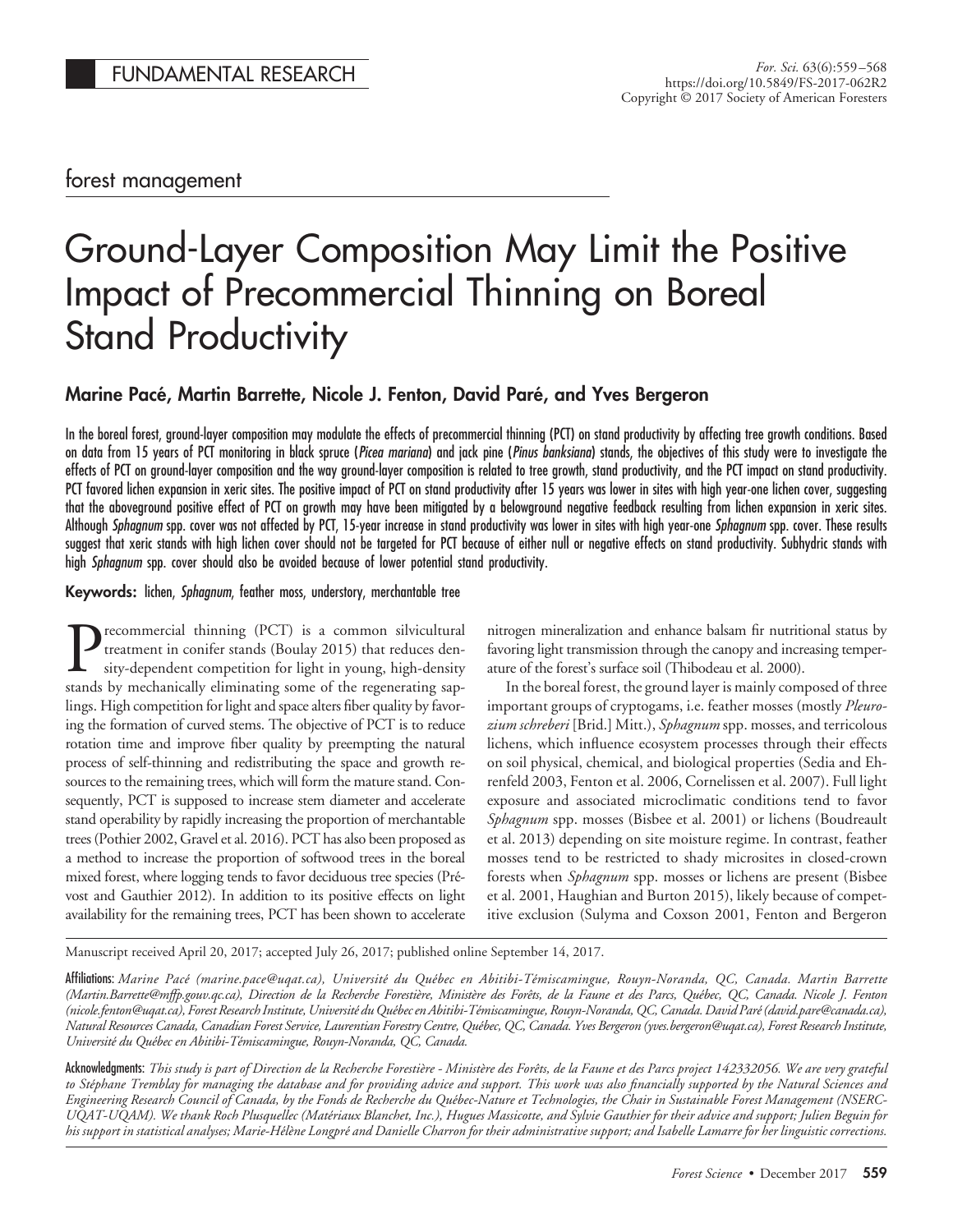FUNDAMENTAL RESEARCH

forest management

# Ground-Layer Composition May Limit the Positive Impact of Precommercial Thinning on Boreal Stand Productivity

**Marine Pacé, Martin Barrette, Nicole J. Fenton, David Paré, and Yves Bergeron**

In the boreal forest, ground-layer composition may modulate the effects of precommercial thinning (PCT) on stand productivity by affecting tree growth conditions. Based on data from 15 years of PCT monitoring in black spruce (*Picea mariana*) and jack pine (*Pinus banksiana*) stands, the objectives of this study were to investigate the effects of PCT on ground-layer composition and the way ground-layer composition is related to tree growth, stand productivity, and the PCT impact on stand productivity. PCT favored lichen expansion in xeric sites. The positive impact of PCT on stand productivity after 15 years was lower in sites with high year-one lichen cover, suggesting that the aboveground positive effect of PCT on growth may have been mitigated by a belowground negative feedback resulting from lichen expansion in xeric sites. Although *Sphagnum* spp. cover was not affected by PCT, 15-year increase in stand productivity was lower in sites with high year-one *Sphagnum* spp. cover. These results suggest that xeric stands with high lichen cover should not be targeted for PCT because of either null or negative effects on stand productivity. Subhydric stands with high *Sphagnum* spp. cover should also be avoided because of lower potential stand productivity.

**Keywords:** lichen, *Sphagnum*, feather moss, understory, merchantable tree

Precommercial thinning (PCT) is a common silvicultural treatment in conifer stands (Boulay 2015) that reduces density-dependent competition for light in young, high-density stands by mechanically eliminating some of the regenerating saplings. High competition for light and space alters fiber quality by favoring the formation of curved stems. The objective of PCT is to reduce rotation time and improve fiber quality by preempting the natural process of self-thinning and redistributing the space and growth resources to the remaining trees, which will form the mature stand. Consequently, PCT is supposed to increase stem diameter and accelerate stand operability by rapidly increasing the proportion of merchantable trees (Pothier 2002, Gravel et al. 2016). PCT has also been proposed as a method to increase the proportion of softwood trees in the boreal mixed forest, where logging tends to favor deciduous tree species (Prévost and Gauthier 2012). In addition to its positive effects on light availability for the remaining trees, PCT has been shown to accelerate nitrogen mineralization and enhance balsam fir nutritional status by favoring light transmission through the canopy and increasing temperature of the forest's surface soil (Thibodeau et al. 2000).

In the boreal forest, the ground layer is mainly composed of three important groups of cryptogams, i.e. feather mosses (mostly *Pleurozium schreberi* [Brid.] Mitt.), *Sphagnum* spp. mosses, and terricolous lichens, which influence ecosystem processes through their effects on soil physical, chemical, and biological properties (Sedia and Ehrenfeld 2003, Fenton et al. 2006, Cornelissen et al. 2007). Full light exposure and associated microclimatic conditions tend to favor *Sphagnum* spp. mosses (Bisbee et al. 2001) or lichens (Boudreault et al. 2013) depending on site moisture regime. In contrast, feather mosses tend to be restricted to shady microsites in closed-crown forests when *Sphagnum* spp. mosses or lichens are present (Bisbee et al. 2001, Haughian and Burton 2015), likely because of competitive exclusion (Sulyma and Coxson 2001, Fenton and Bergeron

Manuscript received April 20, 2017; accepted July 26, 2017; published online September 14, 2017.

Affiliations: *Marine Pacé (marine.pace@uqat.ca), Université du Québec en Abitibi-Témiscamingue, Rouyn-Noranda, QC, Canada. Martin Barrette (Martin.Barrette@mffp.gouv.qc.ca), Direction de la Recherche Forestière, Ministère des Forêts, de la Faune et des Parcs, Québec, QC, Canada. Nicole J. Fenton (nicole.fenton@uqat.ca), Forest Research Institute, Université du Québec en Abitibi-Témiscamingue, Rouyn-Noranda, QC, Canada. David Paré (david.pare@canada.ca), Natural Resources Canada, Canadian Forest Service, Laurentian Forestry Centre, Québec, QC, Canada. Yves Bergeron (yves.bergeron@uqat.ca), Forest Research Institute, Université du Québec en Abitibi-Témiscamingue, Rouyn-Noranda, QC, Canada.*

Acknowledgments: *This study is part of Direction de la Recherche Forestière - Ministère des Forêts, de la Faune et des Parcs project 142332056. We are very grateful to Stéphane Tremblay for managing the database and for providing advice and support. This work was also financially supported by the Natural Sciences and Engineering Research Council of Canada, by the Fonds de Recherche du Québec-Nature et Technologies, the Chair in Sustainable Forest Management (NSERC-UQAT-UQAM). We thank Roch Plusquellec (Matériaux Blanchet, Inc.), Hugues Massicotte, and Sylvie Gauthier for their advice and support; Julien Beguin for his support in statistical analyses; Marie-Hélène Longpré and Danielle Charron for their administrative support; and Isabelle Lamarre for her linguistic corrections.*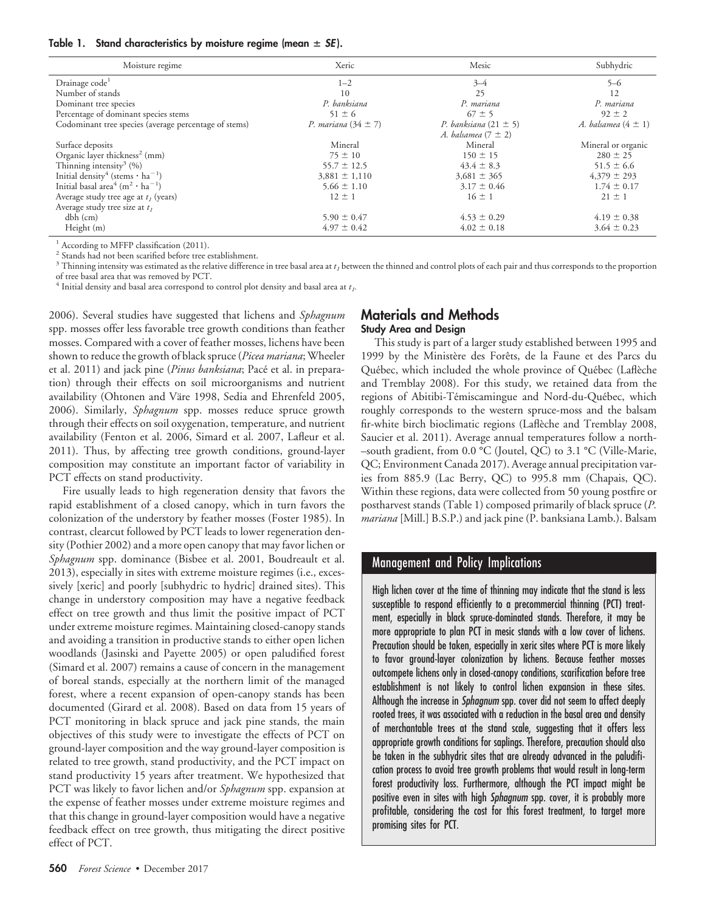**Table 1. Stand characteristics by moisture regime (mean ± *SE*).**

| Moisture regime | Xeric | Mesic | Subhydric |
|---|---|---|---|
| Drainage code[1] | 1–2 | 3–4 | 5–6 |
| Number of stands | 10 | 25 | 12 |
| Dominant tree species | *P. banksiana* | *P. mariana* | *P. mariana* |
| Percentage of dominant species stems | 51 ± 6 | 67 ± 5 | 92 ± 2 |
| Codominant tree species (average percentage of stems) | *P. mariana* (34 ± 7) | *P. banksiana* (21 ± 5) *A. balsamea* (7 ± 2) | *A. balsamea* (4 ± 1) |
| Surface deposits | Mineral | Mineral | Mineral or organic |
| Organic layer thickness[2] (mm) | 75 ± 10 | 150 ± 15 | 280 ± 25 |
| Thinning intensity[3] (%) | 55.7 ± 12.5 | 43.4 ± 8.3 | 51.5 ± 6.6 |
| Initial density[4] (stems · $ha^{-1}$) | 3,881 ± 1,110 | 3,681 ± 365 | 4,379 ± 293 |
| Initial basal area[4] ($m^2$ · $ha^{-1}$) | 5.66 ± 1.10 | 3.17 ± 0.46 | 1.74 ± 0.17 |
| Average study tree age at $t_1$ (years) | 12 ± 1 | 16 ± 1 | 21 ± 1 |
| Average study tree size at $t_1$ | | | |
| dbh (cm) | 5.90 ± 0.47 | 4.53 ± 0.29 | 4.19 ± 0.38 |
| Height (m) | 4.97 ± 0.42 | 4.02 ± 0.18 | 3.64 ± 0.23 |

[1] According to MFFP classification (2011).
[2] Stands had not been scarified before tree establishment.
[3] Thinning intensity was estimated as the relative difference in tree basal area at $t_1$ between the thinned and control plots of each pair and thus corresponds to the proportion of tree basal area that was removed by PCT.
[4] Initial density and basal area correspond to control plot density and basal area at $t_1$.

2006). Several studies have suggested that lichens and *Sphagnum* spp. mosses offer less favorable tree growth conditions than feather mosses. Compared with a cover of feather mosses, lichens have been shown to reduce the growth of black spruce (*Picea mariana*; Wheeler et al. 2011) and jack pine (*Pinus banksiana*; Pacé et al. in preparation) through their effects on soil microorganisms and nutrient availability (Ohtonen and Väre 1998, Sedia and Ehrenfeld 2005, 2006). Similarly, *Sphagnum* spp. mosses reduce spruce growth through their effects on soil oxygenation, temperature, and nutrient availability (Fenton et al. 2006, Simard et al. 2007, Lafleur et al. 2011). Thus, by affecting tree growth conditions, ground-layer composition may constitute an important factor of variability in PCT effects on stand productivity.

Fire usually leads to high regeneration density that favors the rapid establishment of a closed canopy, which in turn favors the colonization of the understory by feather mosses (Foster 1985). In contrast, clearcut followed by PCT leads to lower regeneration density (Pothier 2002) and a more open canopy that may favor lichen or *Sphagnum* spp. dominance (Bisbee et al. 2001, Boudreault et al. 2013), especially in sites with extreme moisture regimes (i.e., excessively [xeric] and poorly [subhydric to hydric] drained sites). This change in understory composition may have a negative feedback effect on tree growth and thus limit the positive impact of PCT under extreme moisture regimes. Maintaining closed-canopy stands and avoiding a transition in productive stands to either open lichen woodlands (Jasinski and Payette 2005) or open paludified forest (Simard et al. 2007) remains a cause of concern in the management of boreal stands, especially at the northern limit of the managed forest, where a recent expansion of open-canopy stands has been documented (Girard et al. 2008). Based on data from 15 years of PCT monitoring in black spruce and jack pine stands, the main objectives of this study were to investigate the effects of PCT on ground-layer composition and the way ground-layer composition is related to tree growth, stand productivity, and the PCT impact on stand productivity 15 years after treatment. We hypothesized that PCT was likely to favor lichen and/or *Sphagnum* spp. expansion at the expense of feather mosses under extreme moisture regimes and that this change in ground-layer composition would have a negative feedback effect on tree growth, thus mitigating the direct positive effect of PCT.

## Materials and Methods

### Study Area and Design

This study is part of a larger study established between 1995 and 1999 by the Ministère des Forêts, de la Faune et des Parcs du Québec, which included the whole province of Québec (Laflèche and Tremblay 2008). For this study, we retained data from the regions of Abitibi-Témiscamingue and Nord-du-Québec, which roughly corresponds to the western spruce-moss and the balsam fir-white birch bioclimatic regions (Laflèche and Tremblay 2008, Saucier et al. 2011). Average annual temperatures follow a north–south gradient, from 0.0 °C (Joutel, QC) to 3.1 °C (Ville-Marie, QC; Environment Canada 2017). Average annual precipitation varies from 885.9 (Lac Berry, QC) to 995.8 mm (Chapais, QC). Within these regions, data were collected from 50 young postfire or postharvest stands (Table 1) composed primarily of black spruce (*P. mariana* [Mill.] B.S.P.) and jack pine (P. banksiana Lamb.). Balsam

### Management and Policy Implications

High lichen cover at the time of thinning may indicate that the stand is less susceptible to respond efficiently to a precommercial thinning (PCT) treatment, especially in black spruce-dominated stands. Therefore, it may be more appropriate to plan PCT in mesic stands with a low cover of lichens. Precaution should be taken, especially in xeric sites where PCT is more likely to favor ground-layer colonization by lichens. Because feather mosses outcompete lichens only in closed-canopy conditions, scarification before tree establishment is not likely to control lichen expansion in these sites. Although the increase in *Sphagnum* spp. cover did not seem to affect deeply rooted trees, it was associated with a reduction in the basal area and density of merchantable trees at the stand scale, suggesting that it offers less appropriate growth conditions for saplings. Therefore, precaution should also be taken in the subhydric sites that are already advanced in the paludification process to avoid tree growth problems that would result in long-term forest productivity loss. Furthermore, although the PCT impact might be positive even in sites with high *Sphagnum* spp. cover, it is probably more profitable, considering the cost for this forest treatment, to target more promising sites for PCT.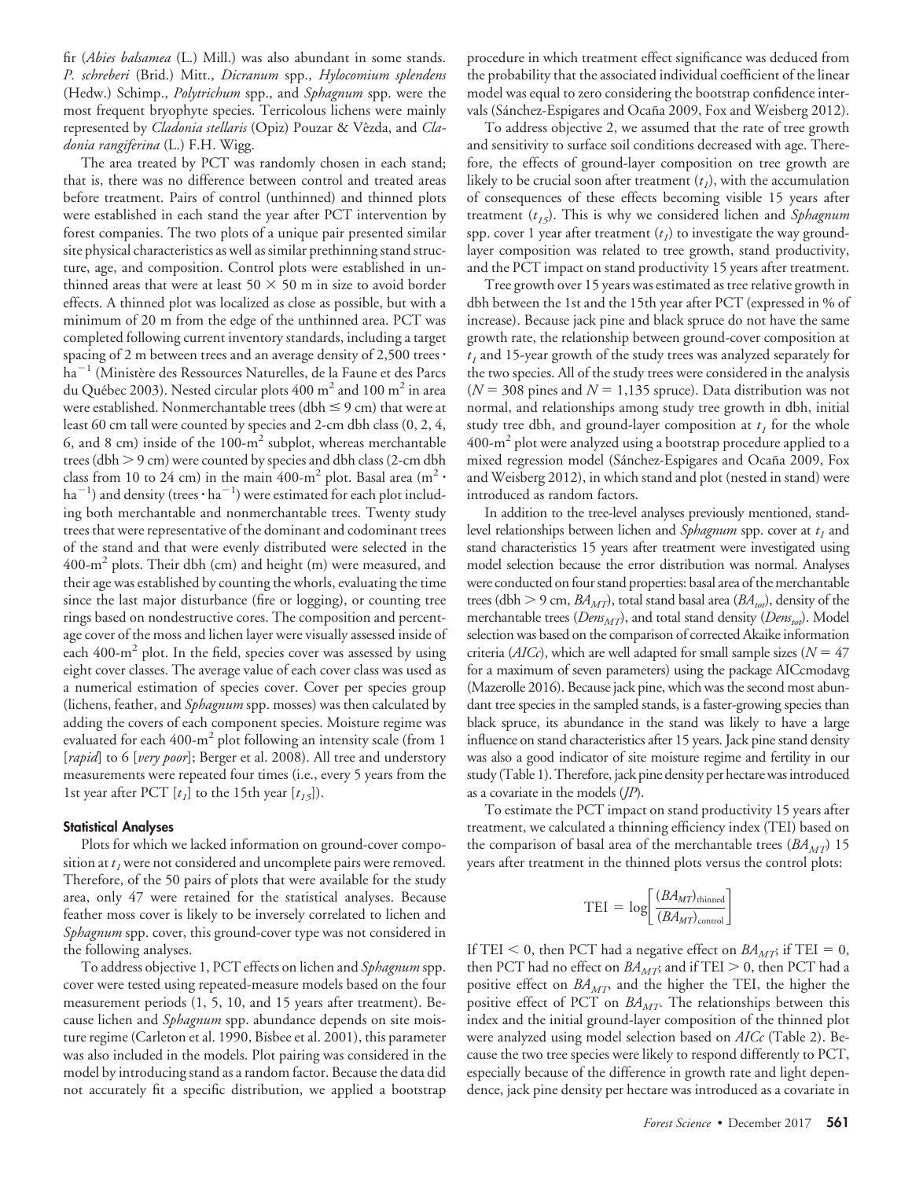fir (*Abies balsamea* (L.) Mill.) was also abundant in some stands. *P. schreberi* (Brid.) Mitt., *Dicranum* spp., *Hylocomium splendens* (Hedw.) Schimp., *Polytrichum* spp., and *Sphagnum* spp. were the most frequent bryophyte species. Terricolous lichens were mainly represented by *Cladonia stellaris* (Opiz) Pouzar & Vězda, and *Cladonia rangiferina* (L.) F.H. Wigg.

The area treated by PCT was randomly chosen in each stand; that is, there was no difference between control and treated areas before treatment. Pairs of control (unthinned) and thinned plots were established in each stand the year after PCT intervention by forest companies. The two plots of a unique pair presented similar site physical characteristics as well as similar prethinning stand structure, age, and composition. Control plots were established in unthinned areas that were at least 50 × 50 m in size to avoid border effects. A thinned plot was localized as close as possible, but with a minimum of 20 m from the edge of the unthinned area. PCT was completed following current inventory standards, including a target spacing of 2 m between trees and an average density of 2,500 trees · $ha^{-1}$ (Ministère des Ressources Naturelles, de la Faune et des Parcs du Québec 2003). Nested circular plots 400 $m^2$ and 100 $m^2$ in area were established. Nonmerchantable trees (dbh ≤ 9 cm) that were at least 60 cm tall were counted by species and 2-cm dbh class (0, 2, 4, 6, and 8 cm) inside of the 100-$m^2$ subplot, whereas merchantable trees (dbh > 9 cm) were counted by species and dbh class (2-cm dbh class from 10 to 24 cm) in the main 400-$m^2$ plot. Basal area ($m^2$ · $ha^{-1}$) and density (trees · $ha^{-1}$) were estimated for each plot including both merchantable and nonmerchantable trees. Twenty study trees that were representative of the dominant and codominant trees of the stand and that were evenly distributed were selected in the 400-$m^2$ plots. Their dbh (cm) and height (m) were measured, and their age was established by counting the whorls, evaluating the time since the last major disturbance (fire or logging), or counting tree rings based on nondestructive cores. The composition and percentage cover of the moss and lichen layer were visually assessed inside of each 400-$m^2$ plot. In the field, species cover was assessed by using eight cover classes. The average value of each cover class was used as a numerical estimation of species cover. Cover per species group (lichens, feather, and *Sphagnum* spp. mosses) was then calculated by adding the covers of each component species. Moisture regime was evaluated for each 400-$m^2$ plot following an intensity scale (from 1 [*rapid*] to 6 [*very poor*]; Berger et al. 2008). All tree and understory measurements were repeated four times (i.e., every 5 years from the 1st year after PCT [$t_1$] to the 15th year [$t_{15}$]).

### Statistical Analyses

Plots for which we lacked information on ground-cover composition at $t_1$ were not considered and uncomplete pairs were removed. Therefore, of the 50 pairs of plots that were available for the study area, only 47 were retained for the statistical analyses. Because feather moss cover is likely to be inversely correlated to lichen and *Sphagnum* spp. cover, this ground-cover type was not considered in the following analyses.

To address objective 1, PCT effects on lichen and *Sphagnum* spp. cover were tested using repeated-measure models based on the four measurement periods (1, 5, 10, and 15 years after treatment). Because lichen and *Sphagnum* spp. abundance depends on site moisture regime (Carleton et al. 1990, Bisbee et al. 2001), this parameter was also included in the models. Plot pairing was considered in the model by introducing stand as a random factor. Because the data did not accurately fit a specific distribution, we applied a bootstrap procedure in which treatment effect significance was deduced from the probability that the associated individual coefficient of the linear model was equal to zero considering the bootstrap confidence intervals (Sánchez-Espigares and Ocaña 2009, Fox and Weisberg 2012).

To address objective 2, we assumed that the rate of tree growth and sensitivity to surface soil conditions decreased with age. Therefore, the effects of ground-layer composition on tree growth are likely to be crucial soon after treatment ($t_1$), with the accumulation of consequences of these effects becoming visible 15 years after treatment ($t_{15}$). This is why we considered lichen and *Sphagnum* spp. cover 1 year after treatment ($t_1$) to investigate the way ground-layer composition was related to tree growth, stand productivity, and the PCT impact on stand productivity 15 years after treatment.

Tree growth over 15 years was estimated as tree relative growth in dbh between the 1st and the 15th year after PCT (expressed in % of increase). Because jack pine and black spruce do not have the same growth rate, the relationship between ground-cover composition at $t_1$ and 15-year growth of the study trees was analyzed separately for the two species. All of the study trees were considered in the analysis ($N$ = 308 pines and $N$ = 1,135 spruce). Data distribution was not normal, and relationships among study tree growth in dbh, initial study tree dbh, and ground-layer composition at $t_1$ for the whole 400-$m^2$ plot were analyzed using a bootstrap procedure applied to a mixed regression model (Sánchez-Espigares and Ocaña 2009, Fox and Weisberg 2012), in which stand and plot (nested in stand) were introduced as random factors.

In addition to the tree-level analyses previously mentioned, stand-level relationships between lichen and *Sphagnum* spp. cover at $t_1$ and stand characteristics 15 years after treatment were investigated using model selection because the error distribution was normal. Analyses were conducted on four stand properties: basal area of the merchantable trees (dbh > 9 cm, $BA_{MT}$), total stand basal area ($BA_{tot}$), density of the merchantable trees ($Dens_{MT}$), and total stand density ($Dens_{tot}$). Model selection was based on the comparison of corrected Akaike information criteria (*AICc*), which are well adapted for small sample sizes ($N$ = 47 for a maximum of seven parameters) using the package AICcmodavg (Mazerolle 2016). Because jack pine, which was the second most abundant tree species in the sampled stands, is a faster-growing species than black spruce, its abundance in the stand was likely to have a large influence on stand characteristics after 15 years. Jack pine stand density was also a good indicator of site moisture regime and fertility in our study (Table 1). Therefore, jack pine density per hectare was introduced as a covariate in the models (*JP*).

To estimate the PCT impact on stand productivity 15 years after treatment, we calculated a thinning efficiency index (TEI) based on the comparison of basal area of the merchantable trees ($BA_{MT}$) 15 years after treatment in the thinned plots versus the control plots:

$$\text{TEI} = \log\left[\frac{(BA_{MT})_{\text{thinned}}}{(BA_{MT})_{\text{control}}}\right]$$

If TEI < 0, then PCT had a negative effect on $BA_{MT}$; if TEI = 0, then PCT had no effect on $BA_{MT}$; and if TEI > 0, then PCT had a positive effect on $BA_{MT}$, and the higher the TEI, the higher the positive effect of PCT on $BA_{MT}$. The relationships between this index and the initial ground-layer composition of the thinned plot were analyzed using model selection based on *AICc* (Table 2). Because the two tree species were likely to respond differently to PCT, especially because of the difference in growth rate and light dependence, jack pine density per hectare was introduced as a covariate in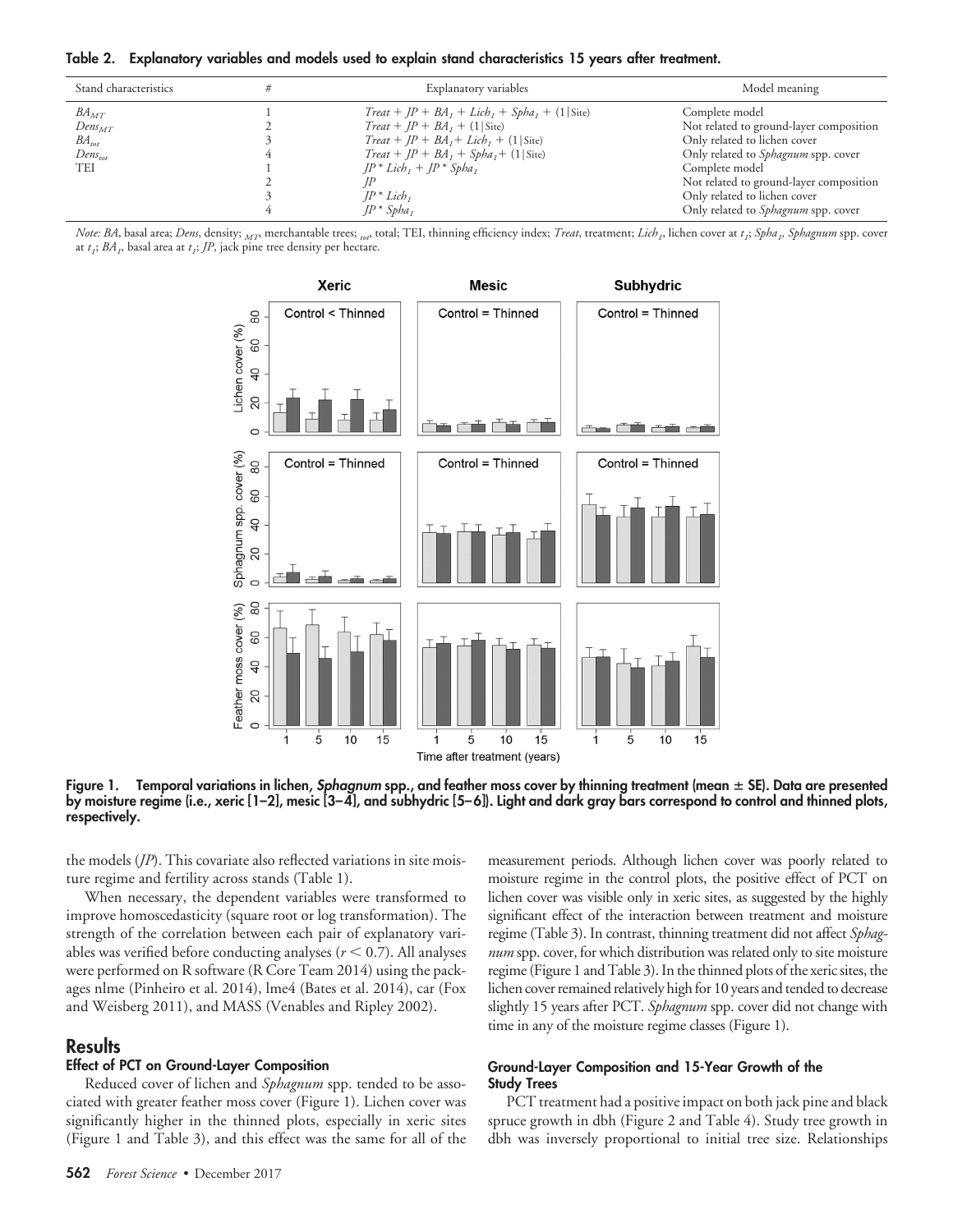**Table 2. Explanatory variables and models used to explain stand characteristics 15 years after treatment.**

| Stand characteristics | # | Explanatory variables | Model meaning |
|---|---|---|---|
| $BA_{MT}$ | 1 | $Treat + JP + BA_1 + Lich_1 + Spha_1 + (1\|Site)$ | Complete model |
| $Dens_{MT}$ | 2 | $Treat + JP + BA_1 + (1\|Site)$ | Not related to ground-layer composition |
| $BA_{tot}$ | 3 | $Treat + JP + BA_1 + Lich_1 + (1\|Site)$ | Only related to lichen cover |
| $Dens_{tot}$ | 4 | $Treat + JP + BA_1 + Spha_1 + (1\|Site)$ | Only related to *Sphagnum* spp. cover |
| TEI | 1 | $JP * Lich_1 + JP * Spha_1$ | Complete model |
| | 2 | $JP$ | Not related to ground-layer composition |
| | 3 | $JP * Lich_1$ | Only related to lichen cover |
| | 4 | $JP * Spha_1$ | Only related to *Sphagnum* spp. cover |

*Note: BA*, basal area; *Dens*, density; $_{MT}$, merchantable trees; $_{tot}$, total; TEI, thinning efficiency index; *Treat*, treatment; $Lich_1$, lichen cover at $t_1$; $Spha_1$, *Sphagnum* spp. cover at $t_1$; $BA_1$, basal area at $t_1$; *JP*, jack pine tree density per hectare.

Figure 1. Temporal variations in lichen, *Sphagnum* spp., and feather moss cover by thinning treatment (mean ± SE). Data are presented by moisture regime (i.e., xeric [1–2], mesic [3–4], and subhydric [5–6]). Light and dark gray bars correspond to control and thinned plots, respectively.

the models (*JP*). This covariate also reflected variations in site moisture regime and fertility across stands (Table 1).

When necessary, the dependent variables were transformed to improve homoscedasticity (square root or log transformation). The strength of the correlation between each pair of explanatory variables was verified before conducting analyses ($r < 0.7$). All analyses were performed on R software (R Core Team 2014) using the packages nlme (Pinheiro et al. 2014), lme4 (Bates et al. 2014), car (Fox and Weisberg 2011), and MASS (Venables and Ripley 2002).

## Results

### Effect of PCT on Ground-Layer Composition

Reduced cover of lichen and *Sphagnum* spp. tended to be associated with greater feather moss cover (Figure 1). Lichen cover was significantly higher in the thinned plots, especially in xeric sites (Figure 1 and Table 3), and this effect was the same for all of the measurement periods. Although lichen cover was poorly related to moisture regime in the control plots, the positive effect of PCT on lichen cover was visible only in xeric sites, as suggested by the highly significant effect of the interaction between treatment and moisture regime (Table 3). In contrast, thinning treatment did not affect *Sphagnum* spp. cover, for which distribution was related only to site moisture regime (Figure 1 and Table 3). In the thinned plots of the xeric sites, the lichen cover remained relatively high for 10 years and tended to decrease slightly 15 years after PCT. *Sphagnum* spp. cover did not change with time in any of the moisture regime classes (Figure 1).

### Ground-Layer Composition and 15-Year Growth of the Study Trees

PCT treatment had a positive impact on both jack pine and black spruce growth in dbh (Figure 2 and Table 4). Study tree growth in dbh was inversely proportional to initial tree size. Relationships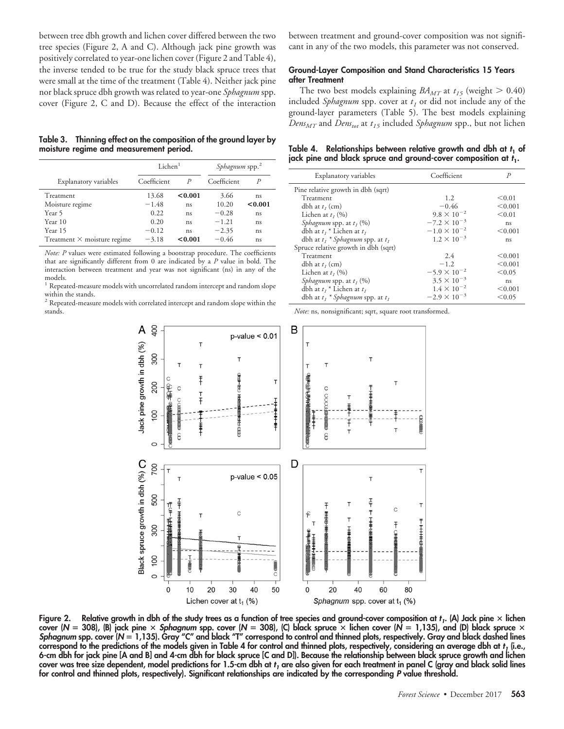between tree dbh growth and lichen cover differed between the two tree species (Figure 2, A and C). Although jack pine growth was positively correlated to year-one lichen cover (Figure 2 and Table 4), the inverse tended to be true for the study black spruce trees that were small at the time of the treatment (Table 4). Neither jack pine nor black spruce dbh growth was related to year-one *Sphagnum* spp. cover (Figure 2, C and D). Because the effect of the interaction between treatment and ground-cover composition was not significant in any of the two models, this parameter was not conserved.

**Table 3. Thinning effect on the composition of the ground layer by moisture regime and measurement period.**

| Explanatory variables | Lichen[1] | | *Sphagnum* spp.[2] | |
|---|---|---|---|---|
| | Coefficient | *P* | Coefficient | *P* |
| Treatment | 13.68 | **<0.001** | 3.66 | ns |
| Moisture regime | −1.48 | ns | 10.20 | **<0.001** |
| Year 5 | 0.22 | ns | −0.28 | ns |
| Year 10 | 0.20 | ns | −1.21 | ns |
| Year 15 | −0.12 | ns | −2.35 | ns |
| Treatment × moisture regime | −3.18 | **<0.001** | −0.46 | ns |

*Note: P* values were estimated following a bootstrap procedure. The coefficients that are significantly different from 0 are indicated by a *P* value in bold. The interaction between treatment and year was not significant (ns) in any of the models.
[1] Repeated-measure models with uncorrelated random intercept and random slope within the stands.
[2] Repeated-measure models with correlated intercept and random slope within the stands.

### Ground-Layer Composition and Stand Characteristics 15 Years after Treatment

The two best models explaining $BA_{MT}$ at $t_{15}$ (weight $> 0.40$) included *Sphagnum* spp. cover at $t_1$ or did not include any of the ground-layer parameters (Table 5). The best models explaining $Dens_{MT}$ and $Dens_{tot}$ at $t_{15}$ included *Sphagnum* spp., but not lichen

**Table 4. Relationships between relative growth and dbh at $t_1$ of jack pine and black spruce and ground-cover composition at $t_1$.**

| Explanatory variables | Coefficient | *P* |
|---|---|---|
| Pine relative growth in dbh (sqrt) | | |
| Treatment | 1.2 | <0.01 |
| dbh at $t_1$ (cm) | −0.46 | <0.001 |
| Lichen at $t_1$ (%) | $9.8 \times 10^{-2}$ | <0.01 |
| *Sphagnum* spp. at $t_1$ (%) | $-7.2 \times 10^{-3}$ | ns |
| dbh at $t_1$ * Lichen at $t_1$ | $-1.0 \times 10^{-2}$ | <0.001 |
| dbh at $t_1$ * *Sphagnum* spp. at $t_1$ | $1.2 \times 10^{-3}$ | ns |
| Spruce relative growth in dbh (sqrt) | | |
| Treatment | 2.4 | <0.001 |
| dbh at $t_1$ (cm) | −1.2 | <0.001 |
| Lichen at $t_1$ (%) | $-5.9 \times 10^{-2}$ | <0.05 |
| *Sphagnum* spp. at $t_1$ (%) | $3.5 \times 10^{-3}$ | ns |
| dbh at $t_1$ * Lichen at $t_1$ | $1.4 \times 10^{-2}$ | <0.001 |
| dbh at $t_1$ * *Sphagnum* spp. at $t_1$ | $-2.9 \times 10^{-3}$ | <0.05 |

*Note:* ns, nonsignificant; sqrt, square root transformed.

**Figure 2. Relative growth in dbh of the study trees as a function of tree species and ground-cover composition at $t_1$. (A) Jack pine × lichen cover ($N = 308$), (B) jack pine × *Sphagnum* spp. cover ($N = 308$), (C) black spruce × lichen cover ($N = 1,135$), and (D) black spruce × *Sphagnum* spp. cover ($N = 1,135$). Gray "C" and black "T" correspond to control and thinned plots, respectively. Gray and black dashed lines correspond to the predictions of the models given in Table 4 for control and thinned plots, respectively, considering an average dbh at $t_1$ (i.e., 6-cm dbh for jack pine [A and B] and 4-cm dbh for black spruce [C and D]). Because the relationship between black spruce growth and lichen cover was tree size dependent, model predictions for 1.5-cm dbh at $t_1$ are also given for each treatment in panel C (gray and black solid lines for control and thinned plots, respectively). Significant relationships are indicated by the corresponding *P* value threshold.**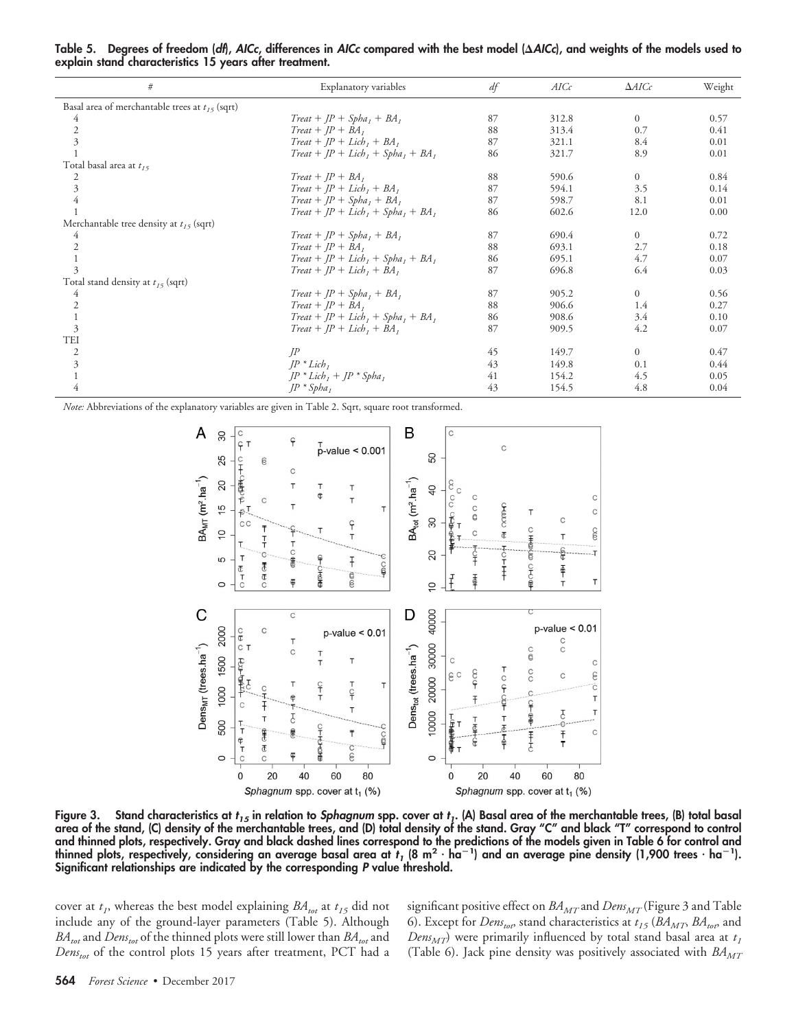**Table 5. Degrees of freedom (*df*), *AICc*, differences in *AICc* compared with the best model (Δ*AICc*), and weights of the models used to explain stand characteristics 15 years after treatment.**

| # | Explanatory variables | *df* | *AICc* | Δ*AICc* | Weight |
|---|---|---|---|---|---|
| Basal area of merchantable trees at $t_{15}$ (sqrt) | | | | | |
| 4 | $Treat + JP + Spha_1 + BA_1$ | 87 | 312.8 | 0 | 0.57 |
| 2 | $Treat + JP + BA_1$ | 88 | 313.4 | 0.7 | 0.41 |
| 3 | $Treat + JP + Lich_1 + BA_1$ | 87 | 321.1 | 8.4 | 0.01 |
| 1 | $Treat + JP + Lich_1 + Spha_1 + BA_1$ | 86 | 321.7 | 8.9 | 0.01 |
| Total basal area at $t_{15}$ | | | | | |
| 2 | $Treat + JP + BA_1$ | 88 | 590.6 | 0 | 0.84 |
| 3 | $Treat + JP + Lich_1 + BA_1$ | 87 | 594.1 | 3.5 | 0.14 |
| 4 | $Treat + JP + Spha_1 + BA_1$ | 87 | 598.7 | 8.1 | 0.01 |
| 1 | $Treat + JP + Lich_1 + Spha_1 + BA_1$ | 86 | 602.6 | 12.0 | 0.00 |
| Merchantable tree density at $t_{15}$ (sqrt) | | | | | |
| 4 | $Treat + JP + Spha_1 + BA_1$ | 87 | 690.4 | 0 | 0.72 |
| 2 | $Treat + JP + BA_1$ | 88 | 693.1 | 2.7 | 0.18 |
| 1 | $Treat + JP + Lich_1 + Spha_1 + BA_1$ | 86 | 695.1 | 4.7 | 0.07 |
| 3 | $Treat + JP + Lich_1 + BA_1$ | 87 | 696.8 | 6.4 | 0.03 |
| Total stand density at $t_{15}$ (sqrt) | | | | | |
| 4 | $Treat + JP + Spha_1 + BA_1$ | 87 | 905.2 | 0 | 0.56 |
| 2 | $Treat + JP + BA_1$ | 88 | 906.6 | 1.4 | 0.27 |
| 1 | $Treat + JP + Lich_1 + Spha_1 + BA_1$ | 86 | 908.6 | 3.4 | 0.10 |
| 3 | $Treat + JP + Lich_1 + BA_1$ | 87 | 909.5 | 4.2 | 0.07 |
| TEI | | | | | |
| 2 | $JP$ | 45 | 149.7 | 0 | 0.47 |
| 3 | $JP * Lich_1$ | 43 | 149.8 | 0.1 | 0.44 |
| 1 | $JP * Lich_1 + JP * Spha_1$ | 41 | 154.2 | 4.5 | 0.05 |
| 4 | $JP * Spha_1$ | 43 | 154.5 | 4.8 | 0.04 |

*Note:* Abbreviations of the explanatory variables are given in Table 2. Sqrt, square root transformed.

**Figure 3. Stand characteristics at $t_{15}$ in relation to *Sphagnum* spp. cover at $t_1$. (A) Basal area of the merchantable trees, (B) total basal area of the stand, (C) density of the merchantable trees, and (D) total density of the stand. Gray "C" and black "T" correspond to control and thinned plots, respectively. Gray and black dashed lines correspond to the predictions of the models given in Table 6 for control and thinned plots, respectively, considering an average basal area at $t_1$ (8 $m^2 \cdot ha^{-1}$) and an average pine density (1,900 trees $\cdot$ $ha^{-1}$). Significant relationships are indicated by the corresponding *P* value threshold.**

cover at $t_1$, whereas the best model explaining $BA_{tot}$ at $t_{15}$ did not include any of the ground-layer parameters (Table 5). Although $BA_{tot}$ and $Dens_{tot}$ of the thinned plots were still lower than $BA_{tot}$ and $Dens_{tot}$ of the control plots 15 years after treatment, PCT had a significant positive effect on $BA_{MT}$ and $Dens_{MT}$ (Figure 3 and Table 6). Except for $Dens_{tot}$, stand characteristics at $t_{15}$ ($BA_{MT}$, $BA_{tot}$, and $Dens_{MT}$) were primarily influenced by total stand basal area at $t_1$ (Table 6). Jack pine density was positively associated with $BA_{MT}$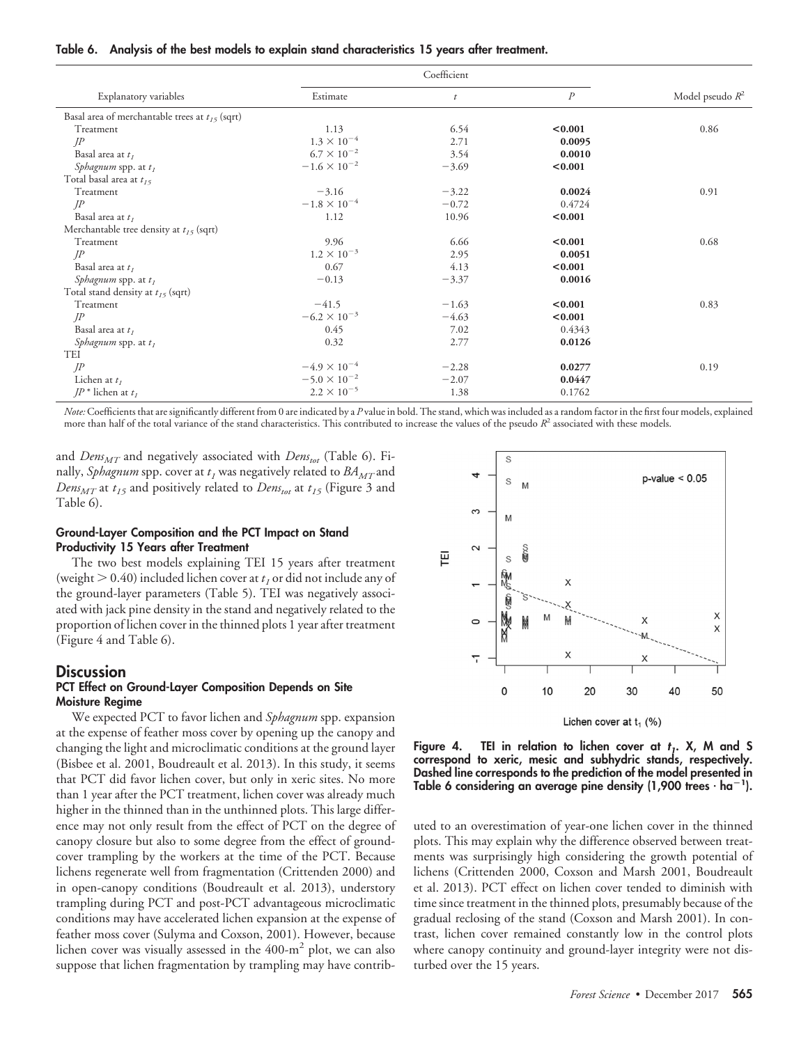**Table 6. Analysis of the best models to explain stand characteristics 15 years after treatment.**

| Explanatory variables | Coefficient | | | Model pseudo $R^2$ |
|---|---|---|---|---|
| | Estimate | $t$ | $P$ | |
| Basal area of merchantable trees at $t_{15}$ (sqrt) | | | | |
| Treatment | 1.13 | 6.54 | **<0.001** | 0.86 |
| *JP* | $1.3 \times 10^{-4}$ | 2.71 | **0.0095** | |
| Basal area at $t_1$ | $6.7 \times 10^{-2}$ | 3.54 | **0.0010** | |
| *Sphagnum* spp. at $t_1$ | $-1.6 \times 10^{-2}$ | −3.69 | **<0.001** | |
| Total basal area at $t_{15}$ | | | | |
| Treatment | −3.16 | −3.22 | **0.0024** | 0.91 |
| *JP* | $-1.8 \times 10^{-4}$ | −0.72 | 0.4724 | |
| Basal area at $t_1$ | 1.12 | 10.96 | **<0.001** | |
| Merchantable tree density at $t_{15}$ (sqrt) | | | | |
| Treatment | 9.96 | 6.66 | **<0.001** | 0.68 |
| *JP* | $1.2 \times 10^{-3}$ | 2.95 | **0.0051** | |
| Basal area at $t_1$ | 0.67 | 4.13 | **<0.001** | |
| *Sphagnum* spp. at $t_1$ | −0.13 | −3.37 | **0.0016** | |
| Total stand density at $t_{15}$ (sqrt) | | | | |
| Treatment | −41.5 | −1.63 | **<0.001** | 0.83 |
| *JP* | $-6.2 \times 10^{-3}$ | −4.63 | **<0.001** | |
| Basal area at $t_1$ | 0.45 | 7.02 | 0.4343 | |
| *Sphagnum* spp. at $t_1$ | 0.32 | 2.77 | **0.0126** | |
| TEI | | | | |
| *JP* | $-4.9 \times 10^{-4}$ | −2.28 | **0.0277** | 0.19 |
| Lichen at $t_1$ | $-5.0 \times 10^{-2}$ | −2.07 | **0.0447** | |
| *JP* * lichen at $t_1$ | $2.2 \times 10^{-5}$ | 1.38 | 0.1762 | |

*Note:* Coefficients that are significantly different from 0 are indicated by a *P* value in bold. The stand, which was included as a random factor in the first four models, explained more than half of the total variance of the stand characteristics. This contributed to increase the values of the pseudo $R^2$ associated with these models.

and $Dens_{MT}$ and negatively associated with $Dens_{tot}$ (Table 6). Finally, *Sphagnum* spp. cover at $t_1$ was negatively related to $BA_{MT}$ and $Dens_{MT}$ at $t_{15}$ and positively related to $Dens_{tot}$ at $t_{15}$ (Figure 3 and Table 6).

### Ground-Layer Composition and the PCT Impact on Stand Productivity 15 Years after Treatment

The two best models explaining TEI 15 years after treatment (weight > 0.40) included lichen cover at $t_1$ or did not include any of the ground-layer parameters (Table 5). TEI was negatively associated with jack pine density in the stand and negatively related to the proportion of lichen cover in the thinned plots 1 year after treatment (Figure 4 and Table 6).

**Figure 4. TEI in relation to lichen cover at $t_1$. X, M and S correspond to xeric, mesic and subhydric stands, respectively. Dashed line corresponds to the prediction of the model presented in Table 6 considering an average pine density (1,900 trees · ha$^{-1}$).**

## Discussion

### PCT Effect on Ground-Layer Composition Depends on Site Moisture Regime

We expected PCT to favor lichen and *Sphagnum* spp. expansion at the expense of feather moss cover by opening up the canopy and changing the light and microclimatic conditions at the ground layer (Bisbee et al. 2001, Boudreault et al. 2013). In this study, it seems that PCT did favor lichen cover, but only in xeric sites. No more than 1 year after the PCT treatment, lichen cover was already much higher in the thinned than in the unthinned plots. This large difference may not only result from the effect of PCT on the degree of canopy closure but also to some degree from the effect of ground-cover trampling by the workers at the time of the PCT. Because lichens regenerate well from fragmentation (Crittenden 2000) and in open-canopy conditions (Boudreault et al. 2013), understory trampling during PCT and post-PCT advantageous microclimatic conditions may have accelerated lichen expansion at the expense of feather moss cover (Sulyma and Coxson, 2001). However, because lichen cover was visually assessed in the 400-m$^2$ plot, we can also suppose that lichen fragmentation by trampling may have contributed to an overestimation of year-one lichen cover in the thinned plots. This may explain why the difference observed between treatments was surprisingly high considering the growth potential of lichens (Crittenden 2000, Coxson and Marsh 2001, Boudreault et al. 2013). PCT effect on lichen cover tended to diminish with time since treatment in the thinned plots, presumably because of the gradual reclosing of the stand (Coxson and Marsh 2001). In contrast, lichen cover remained constantly low in the control plots where canopy continuity and ground-layer integrity were not disturbed over the 15 years.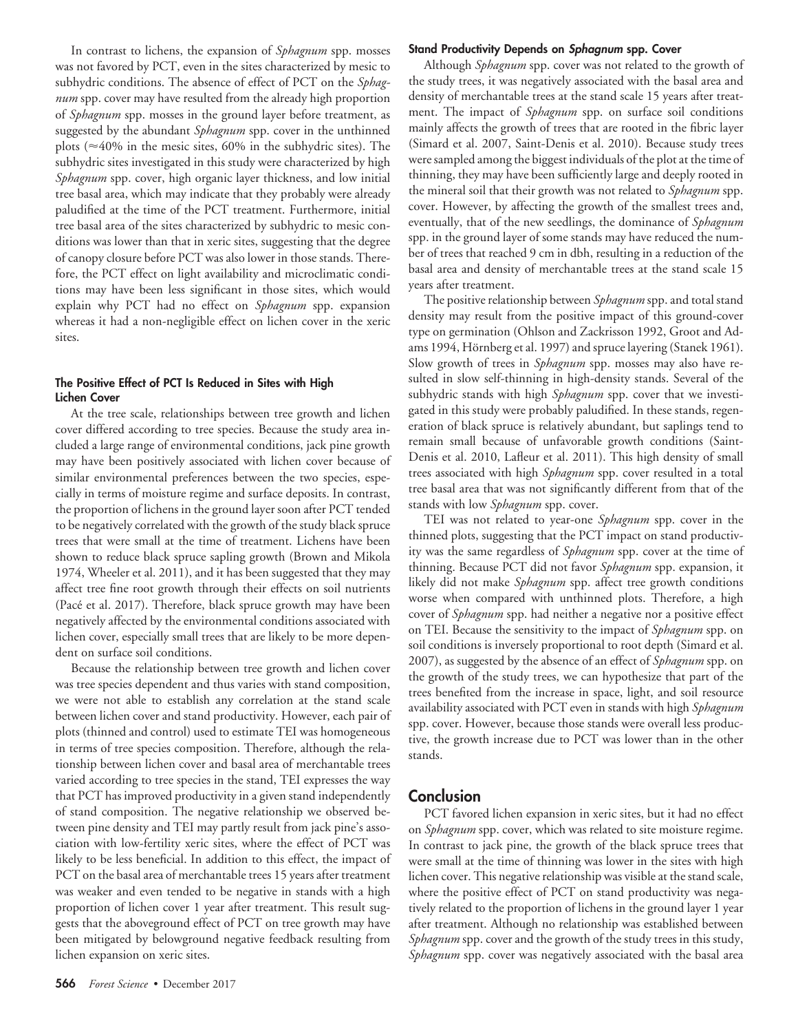In contrast to lichens, the expansion of *Sphagnum* spp. mosses was not favored by PCT, even in the sites characterized by mesic to subhydric conditions. The absence of effect of PCT on the *Sphagnum* spp. cover may have resulted from the already high proportion of *Sphagnum* spp. mosses in the ground layer before treatment, as suggested by the abundant *Sphagnum* spp. cover in the unthinned plots (≈40% in the mesic sites, 60% in the subhydric sites). The subhydric sites investigated in this study were characterized by high *Sphagnum* spp. cover, high organic layer thickness, and low initial tree basal area, which may indicate that they probably were already paludified at the time of the PCT treatment. Furthermore, initial tree basal area of the sites characterized by subhydric to mesic conditions was lower than that in xeric sites, suggesting that the degree of canopy closure before PCT was also lower in those stands. Therefore, the PCT effect on light availability and microclimatic conditions may have been less significant in those sites, which would explain why PCT had no effect on *Sphagnum* spp. expansion whereas it had a non-negligible effect on lichen cover in the xeric sites.

### The Positive Effect of PCT Is Reduced in Sites with High Lichen Cover

At the tree scale, relationships between tree growth and lichen cover differed according to tree species. Because the study area included a large range of environmental conditions, jack pine growth may have been positively associated with lichen cover because of similar environmental preferences between the two species, especially in terms of moisture regime and surface deposits. In contrast, the proportion of lichens in the ground layer soon after PCT tended to be negatively correlated with the growth of the study black spruce trees that were small at the time of treatment. Lichens have been shown to reduce black spruce sapling growth (Brown and Mikola 1974, Wheeler et al. 2011), and it has been suggested that they may affect tree fine root growth through their effects on soil nutrients (Pacé et al. 2017). Therefore, black spruce growth may have been negatively affected by the environmental conditions associated with lichen cover, especially small trees that are likely to be more dependent on surface soil conditions.

Because the relationship between tree growth and lichen cover was tree species dependent and thus varies with stand composition, we were not able to establish any correlation at the stand scale between lichen cover and stand productivity. However, each pair of plots (thinned and control) used to estimate TEI was homogeneous in terms of tree species composition. Therefore, although the relationship between lichen cover and basal area of merchantable trees varied according to tree species in the stand, TEI expresses the way that PCT has improved productivity in a given stand independently of stand composition. The negative relationship we observed between pine density and TEI may partly result from jack pine's association with low-fertility xeric sites, where the effect of PCT was likely to be less beneficial. In addition to this effect, the impact of PCT on the basal area of merchantable trees 15 years after treatment was weaker and even tended to be negative in stands with a high proportion of lichen cover 1 year after treatment. This result suggests that the aboveground effect of PCT on tree growth may have been mitigated by belowground negative feedback resulting from lichen expansion on xeric sites.

### Stand Productivity Depends on *Sphagnum* spp. Cover

Although *Sphagnum* spp. cover was not related to the growth of the study trees, it was negatively associated with the basal area and density of merchantable trees at the stand scale 15 years after treatment. The impact of *Sphagnum* spp. on surface soil conditions mainly affects the growth of trees that are rooted in the fibric layer (Simard et al. 2007, Saint-Denis et al. 2010). Because study trees were sampled among the biggest individuals of the plot at the time of thinning, they may have been sufficiently large and deeply rooted in the mineral soil that their growth was not related to *Sphagnum* spp. cover. However, by affecting the growth of the smallest trees and, eventually, that of the new seedlings, the dominance of *Sphagnum* spp. in the ground layer of some stands may have reduced the number of trees that reached 9 cm in dbh, resulting in a reduction of the basal area and density of merchantable trees at the stand scale 15 years after treatment.

The positive relationship between *Sphagnum* spp. and total stand density may result from the positive impact of this ground-cover type on germination (Ohlson and Zackrisson 1992, Groot and Adams 1994, Hörnberg et al. 1997) and spruce layering (Stanek 1961). Slow growth of trees in *Sphagnum* spp. mosses may also have resulted in slow self-thinning in high-density stands. Several of the subhydric stands with high *Sphagnum* spp. cover that we investigated in this study were probably paludified. In these stands, regeneration of black spruce is relatively abundant, but saplings tend to remain small because of unfavorable growth conditions (Saint-Denis et al. 2010, Lafleur et al. 2011). This high density of small trees associated with high *Sphagnum* spp. cover resulted in a total tree basal area that was not significantly different from that of the stands with low *Sphagnum* spp. cover.

TEI was not related to year-one *Sphagnum* spp. cover in the thinned plots, suggesting that the PCT impact on stand productivity was the same regardless of *Sphagnum* spp. cover at the time of thinning. Because PCT did not favor *Sphagnum* spp. expansion, it likely did not make *Sphagnum* spp. affect tree growth conditions worse when compared with unthinned plots. Therefore, a high cover of *Sphagnum* spp. had neither a negative nor a positive effect on TEI. Because the sensitivity to the impact of *Sphagnum* spp. on soil conditions is inversely proportional to root depth (Simard et al. 2007), as suggested by the absence of an effect of *Sphagnum* spp. on the growth of the study trees, we can hypothesize that part of the trees benefited from the increase in space, light, and soil resource availability associated with PCT even in stands with high *Sphagnum* spp. cover. However, because those stands were overall less productive, the growth increase due to PCT was lower than in the other stands.

## Conclusion

PCT favored lichen expansion in xeric sites, but it had no effect on *Sphagnum* spp. cover, which was related to site moisture regime. In contrast to jack pine, the growth of the black spruce trees that were small at the time of thinning was lower in the sites with high lichen cover. This negative relationship was visible at the stand scale, where the positive effect of PCT on stand productivity was negatively related to the proportion of lichens in the ground layer 1 year after treatment. Although no relationship was established between *Sphagnum* spp. cover and the growth of the study trees in this study, *Sphagnum* spp. cover was negatively associated with the basal area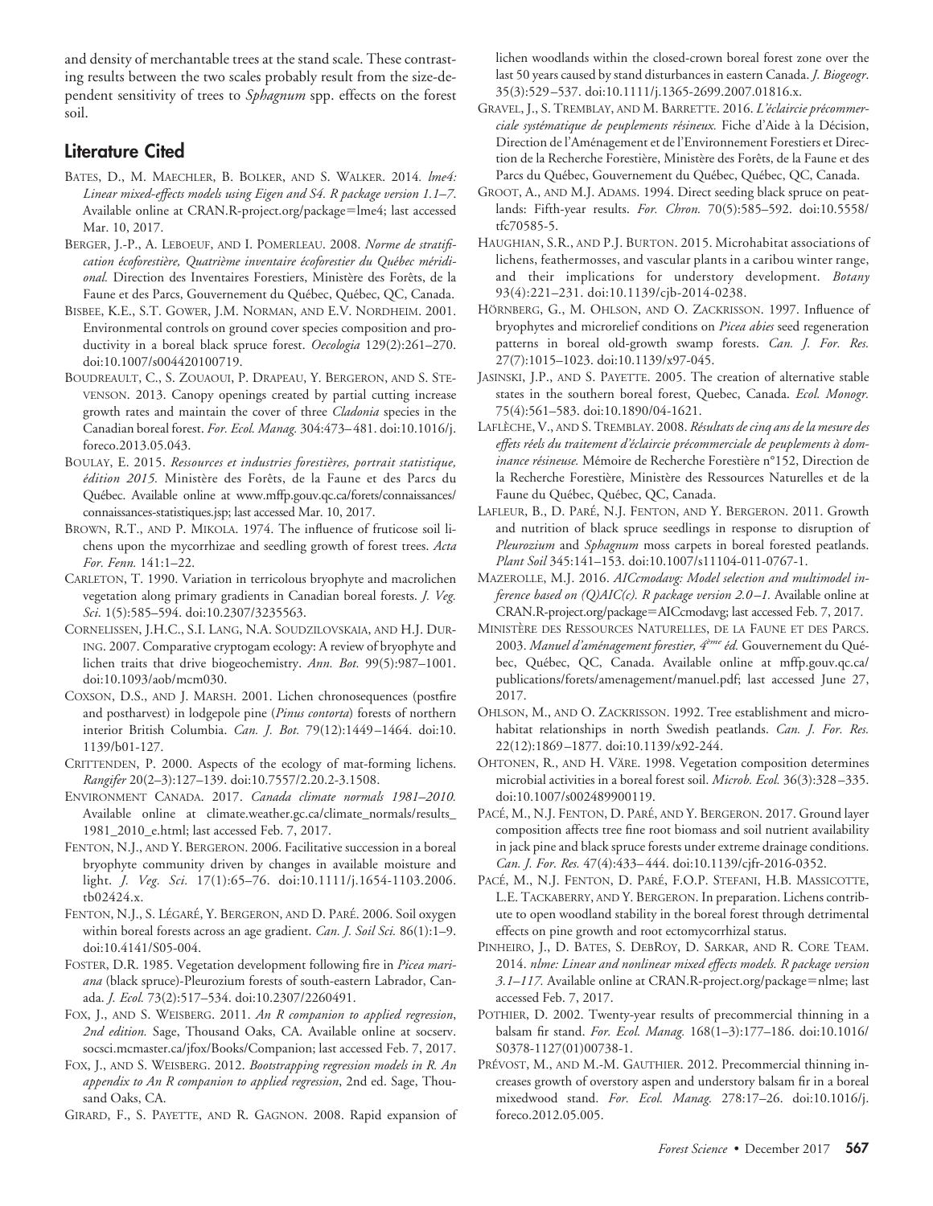and density of merchantable trees at the stand scale. These contrasting results between the two scales probably result from the size-dependent sensitivity of trees to *Sphagnum* spp. effects on the forest soil.

## Literature Cited

Bates, D., M. Maechler, B. Bolker, and S. Walker. 2014. *lme4: Linear mixed-effects models using Eigen and S4. R package version 1.1–7.* Available online at CRAN.R-project.org/package=lme4; last accessed Mar. 10, 2017.

Berger, J.-P., A. Leboeuf, and I. Pomerleau. 2008. *Norme de stratification écoforestière, Quatrième inventaire écoforestier du Québec méridional.* Direction des Inventaires Forestiers, Ministère des Forêts, de la Faune et des Parcs, Gouvernement du Québec, Québec, QC, Canada.

Bisbee, K.E., S.T. Gower, J.M. Norman, and E.V. Nordheim. 2001. Environmental controls on ground cover species composition and productivity in a boreal black spruce forest. *Oecologia* 129(2):261–270. doi:10.1007/s004420100719.

Boudreault, C., S. Zouaoui, P. Drapeau, Y. Bergeron, and S. Stevenson. 2013. Canopy openings created by partial cutting increase growth rates and maintain the cover of three *Cladonia* species in the Canadian boreal forest. *For. Ecol. Manag.* 304:473–481. doi:10.1016/j.foreco.2013.05.043.

Boulay, E. 2015. *Ressources et industries forestières, portrait statistique, édition 2015.* Ministère des Forêts, de la Faune et des Parcs du Québec. Available online at www.mffp.gouv.qc.ca/forets/connaissances/connaissances-statistiques.jsp; last accessed Mar. 10, 2017.

Brown, R.T., and P. Mikola. 1974. The influence of fruticose soil lichens upon the mycorrhizae and seedling growth of forest trees. *Acta For. Fenn.* 141:1–22.

Carleton, T. 1990. Variation in terricolous bryophyte and macrolichen vegetation along primary gradients in Canadian boreal forests. *J. Veg. Sci.* 1(5):585–594. doi:10.2307/3235563.

Cornelissen, J.H.C., S.I. Lang, N.A. Soudzilovskaia, and H.J. During. 2007. Comparative cryptogam ecology: A review of bryophyte and lichen traits that drive biogeochemistry. *Ann. Bot.* 99(5):987–1001. doi:10.1093/aob/mcm030.

Coxson, D.S., and J. Marsh. 2001. Lichen chronosequences (postfire and postharvest) in lodgepole pine (*Pinus contorta*) forests of northern interior British Columbia. *Can. J. Bot.* 79(12):1449–1464. doi:10.1139/b01-127.

Crittenden, P. 2000. Aspects of the ecology of mat-forming lichens. *Rangifer* 20(2–3):127–139. doi:10.7557/2.20.2-3.1508.

Environment Canada. 2017. *Canada climate normals 1981–2010.* Available online at climate.weather.gc.ca/climate_normals/results_1981_2010_e.html; last accessed Feb. 7, 2017.

Fenton, N.J., and Y. Bergeron. 2006. Facilitative succession in a boreal bryophyte community driven by changes in available moisture and light. *J. Veg. Sci.* 17(1):65–76. doi:10.1111/j.1654-1103.2006.tb02424.x.

Fenton, N.J., S. Légaré, Y. Bergeron, and D. Paré. 2006. Soil oxygen within boreal forests across an age gradient. *Can. J. Soil Sci.* 86(1):1–9. doi:10.4141/S05-004.

Foster, D.R. 1985. Vegetation development following fire in *Picea mariana* (black spruce)-Pleurozium forests of south-eastern Labrador, Canada. *J. Ecol.* 73(2):517–534. doi:10.2307/2260491.

Fox, J., and S. Weisberg. 2011. *An R companion to applied regression, 2nd edition.* Sage, Thousand Oaks, CA. Available online at socserv.socsci.mcmaster.ca/jfox/Books/Companion; last accessed Feb. 7, 2017.

Fox, J., and S. Weisberg. 2012. *Bootstrapping regression models in R. An appendix to An R companion to applied regression*, 2nd ed. Sage, Thousand Oaks, CA.

Girard, F., S. Payette, and R. Gagnon. 2008. Rapid expansion of lichen woodlands within the closed-crown boreal forest zone over the last 50 years caused by stand disturbances in eastern Canada. *J. Biogeogr.* 35(3):529–537. doi:10.1111/j.1365-2699.2007.01816.x.

Gravel, J., S. Tremblay, and M. Barrette. 2016. *L'éclaircie précommerciale systématique de peuplements résineux.* Fiche d'Aide à la Décision, Direction de l'Aménagement et de l'Environnement Forestiers et Direction de la Recherche Forestière, Ministère des Forêts, de la Faune et des Parcs du Québec, Gouvernement du Québec, Québec, QC, Canada.

Groot, A., and M.J. Adams. 1994. Direct seeding black spruce on peatlands: Fifth-year results. *For. Chron.* 70(5):585–592. doi:10.5558/tfc70585-5.

Haughian, S.R., and P.J. Burton. 2015. Microhabitat associations of lichens, feathermosses, and vascular plants in a caribou winter range, and their implications for understory development. *Botany* 93(4):221–231. doi:10.1139/cjb-2014-0238.

Hörnberg, G., M. Ohlson, and O. Zackrisson. 1997. Influence of bryophytes and microrelief conditions on *Picea abies* seed regeneration patterns in boreal old-growth swamp forests. *Can. J. For. Res.* 27(7):1015–1023. doi:10.1139/x97-045.

Jasinski, J.P., and S. Payette. 2005. The creation of alternative stable states in the southern boreal forest, Quebec, Canada. *Ecol. Monogr.* 75(4):561–583. doi:10.1890/04-1621.

Laflèche, V., and S. Tremblay. 2008. *Résultats de cinq ans de la mesure des effets réels du traitement d'éclaircie précommerciale de peuplements à dominance résineuse.* Mémoire de Recherche Forestière n°152, Direction de la Recherche Forestière, Ministère des Ressources Naturelles et de la Faune du Québec, Québec, QC, Canada.

Lafleur, B., D. Paré, N.J. Fenton, and Y. Bergeron. 2011. Growth and nutrition of black spruce seedlings in response to disruption of *Pleurozium* and *Sphagnum* moss carpets in boreal forested peatlands. *Plant Soil* 345:141–153. doi:10.1007/s11104-011-0767-1.

Mazerolle, M.J. 2016. *AICcmodavg: Model selection and multimodel inference based on (Q)AIC(c). R package version 2.0–1.* Available online at CRAN.R-project.org/package=AICcmodavg; last accessed Feb. 7, 2017.

Ministère des Ressources Naturelles, de la Faune et des Parcs. 2003. *Manuel d'aménagement forestier, 4ème éd.* Gouvernement du Québec, Québec, QC, Canada. Available online at mffp.gouv.qc.ca/publications/forets/amenagement/manuel.pdf; last accessed June 27, 2017.

Ohlson, M., and O. Zackrisson. 1992. Tree establishment and microhabitat relationships in north Swedish peatlands. *Can. J. For. Res.* 22(12):1869–1877. doi:10.1139/x92-244.

Ohtonen, R., and H. Väre. 1998. Vegetation composition determines microbial activities in a boreal forest soil. *Microb. Ecol.* 36(3):328–335. doi:10.1007/s002489900119.

Pacé, M., N.J. Fenton, D. Paré, and Y. Bergeron. 2017. Ground layer composition affects tree fine root biomass and soil nutrient availability in jack pine and black spruce forests under extreme drainage conditions. *Can. J. For. Res.* 47(4):433–444. doi:10.1139/cjfr-2016-0352.

Pacé, M., N.J. Fenton, D. Paré, F.O.P. Stefani, H.B. Massicotte, L.E. Tackaberry, and Y. Bergeron. In preparation. Lichens contribute to open woodland stability in the boreal forest through detrimental effects on pine growth and root ectomycorrhizal status.

Pinheiro, J., D. Bates, S. DebRoy, D. Sarkar, and R. Core Team. 2014. *nlme: Linear and nonlinear mixed effects models. R package version 3.1–117.* Available online at CRAN.R-project.org/package=nlme; last accessed Feb. 7, 2017.

Pothier, D. 2002. Twenty-year results of precommercial thinning in a balsam fir stand. *For. Ecol. Manag.* 168(1–3):177–186. doi:10.1016/S0378-1127(01)00738-1.

Prévost, M., and M.-M. Gauthier. 2012. Precommercial thinning increases growth of overstory aspen and understory balsam fir in a boreal mixedwood stand. *For. Ecol. Manag.* 278:17–26. doi:10.1016/j.foreco.2012.05.005.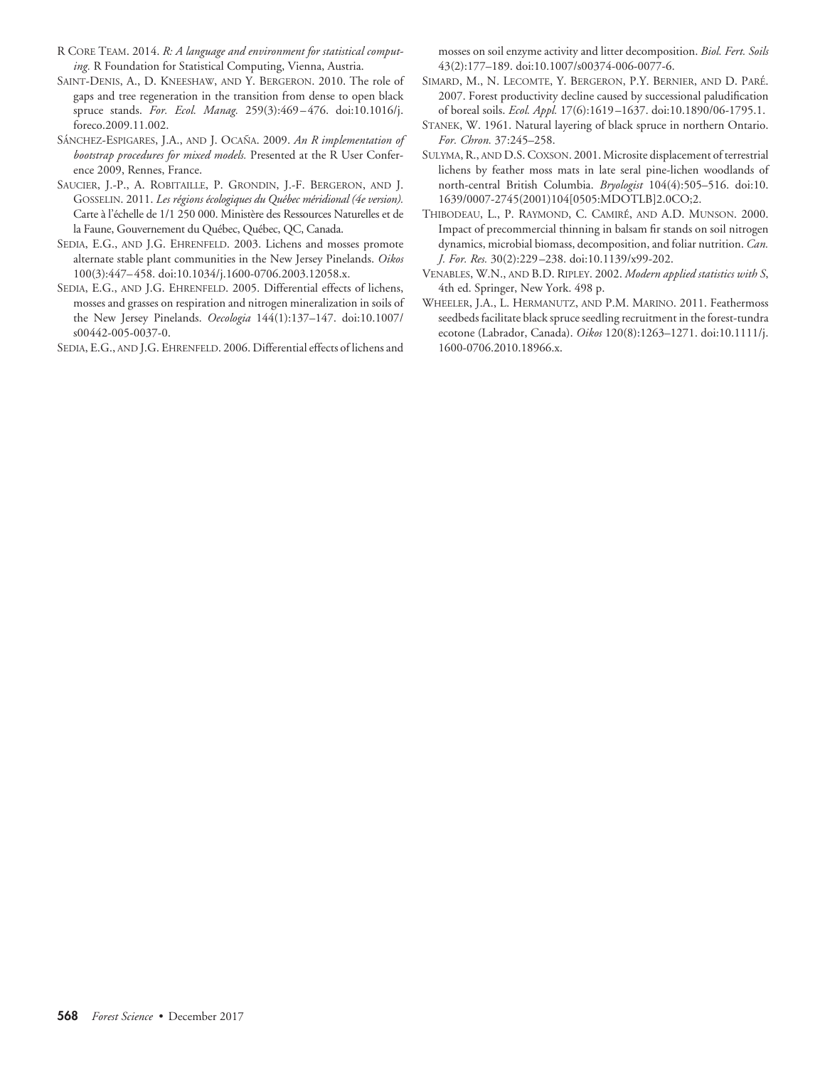R Core Team. 2014. *R: A language and environment for statistical computing.* R Foundation for Statistical Computing, Vienna, Austria.

Saint-Denis, A., D. Kneeshaw, and Y. Bergeron. 2010. The role of gaps and tree regeneration in the transition from dense to open black spruce stands. *For. Ecol. Manag.* 259(3):469–476. doi:10.1016/j.foreco.2009.11.002.

Sánchez-Espigares, J.A., and J. Ocaña. 2009. *An R implementation of bootstrap procedures for mixed models.* Presented at the R User Conference 2009, Rennes, France.

Saucier, J.-P., A. Robitaille, P. Grondin, J.-F. Bergeron, and J. Gosselin. 2011. *Les régions écologiques du Québec méridional (4e version).* Carte à l'échelle de 1/1 250 000. Ministère des Ressources Naturelles et de la Faune, Gouvernement du Québec, Québec, QC, Canada.

Sedia, E.G., and J.G. Ehrenfeld. 2003. Lichens and mosses promote alternate stable plant communities in the New Jersey Pinelands. *Oikos* 100(3):447–458. doi:10.1034/j.1600-0706.2003.12058.x.

Sedia, E.G., and J.G. Ehrenfeld. 2005. Differential effects of lichens, mosses and grasses on respiration and nitrogen mineralization in soils of the New Jersey Pinelands. *Oecologia* 144(1):137–147. doi:10.1007/s00442-005-0037-0.

Sedia, E.G., and J.G. Ehrenfeld. 2006. Differential effects of lichens and mosses on soil enzyme activity and litter decomposition. *Biol. Fert. Soils* 43(2):177–189. doi:10.1007/s00374-006-0077-6.

Simard, M., N. Lecomte, Y. Bergeron, P.Y. Bernier, and D. Paré. 2007. Forest productivity decline caused by successional paludification of boreal soils. *Ecol. Appl.* 17(6):1619–1637. doi:10.1890/06-1795.1.

Stanek, W. 1961. Natural layering of black spruce in northern Ontario. *For. Chron.* 37:245–258.

Sulyma, R., and D.S. Coxson. 2001. Microsite displacement of terrestrial lichens by feather moss mats in late seral pine-lichen woodlands of north-central British Columbia. *Bryologist* 104(4):505–516. doi:10.1639/0007-2745(2001)104[0505:MDOTLB]2.0CO;2.

Thibodeau, L., P. Raymond, C. Camiré, and A.D. Munson. 2000. Impact of precommercial thinning in balsam fir stands on soil nitrogen dynamics, microbial biomass, decomposition, and foliar nutrition. *Can. J. For. Res.* 30(2):229–238. doi:10.1139/x99-202.

Venables, W.N., and B.D. Ripley. 2002. *Modern applied statistics with S*, 4th ed. Springer, New York. 498 p.

Wheeler, J.A., L. Hermanutz, and P.M. Marino. 2011. Feathermoss seedbeds facilitate black spruce seedling recruitment in the forest-tundra ecotone (Labrador, Canada). *Oikos* 120(8):1263–1271. doi:10.1111/j.1600-0706.2010.18966.x.